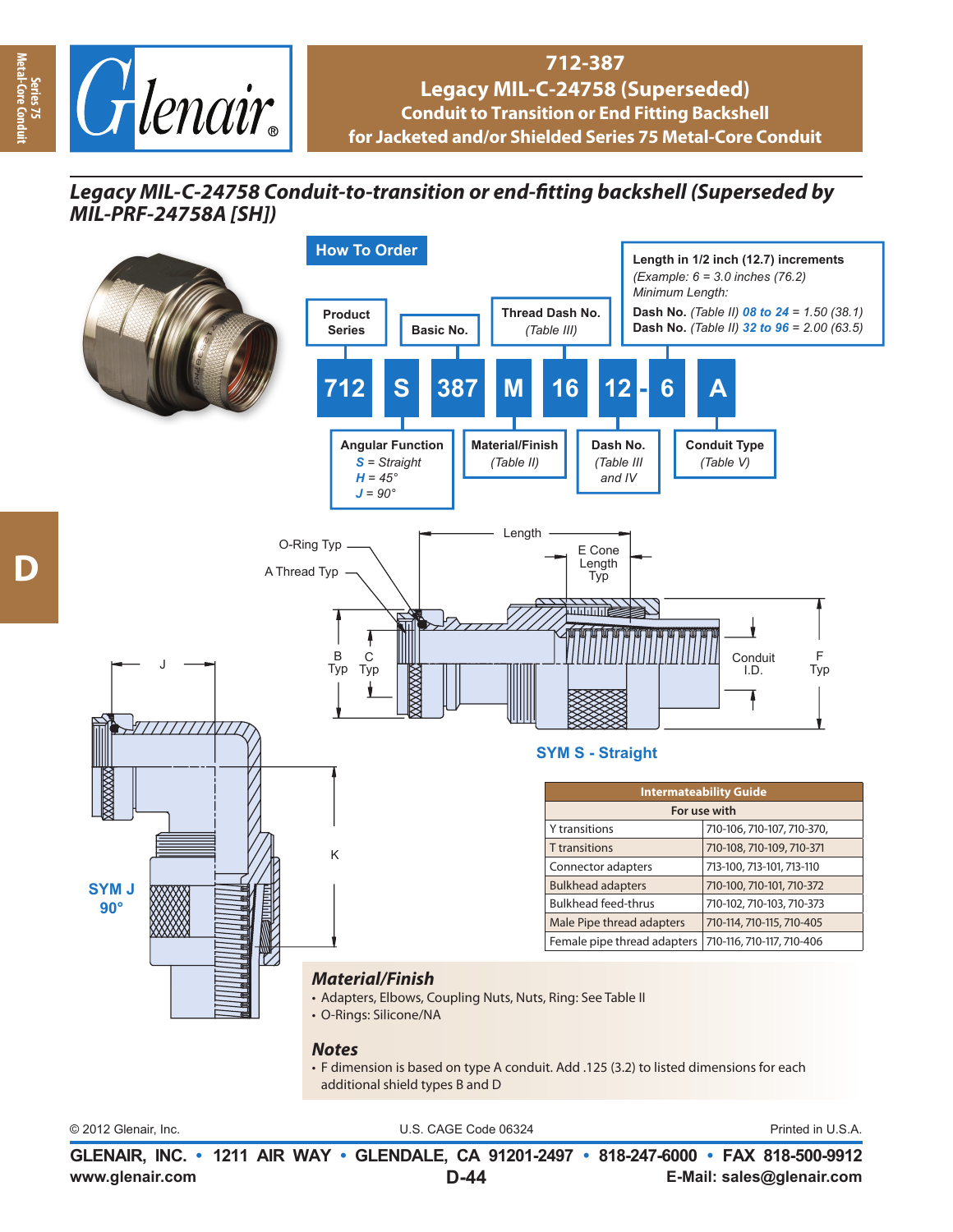# 712-387
## Legacy MIL-C-24758 (Superseded)
### Conduit to Transition or End Fitting Backshell for Jacketed and/or Shielded Series 75 Metal-Core Conduit

## *Legacy MIL-C-24758 Conduit-to-transition or end-fitting backshell (Superseded by MIL-PRF-24758A [SH])*

### How To Order

| 712 | S | 387 | M | 16 | 12 | - | 6 | A |
|---|---|---|---|---|---|---|---|---|

- **Product Series** — 712
- **Angular Function** — S
  - *S* = Straight
  - *H* = 45°
  - *J* = 90°
- **Basic No.** — 387
- **Material/Finish** — M (Table II)
- **Thread Dash No.** — 16 (Table III)
- **Dash No.** — 12 (Table III and IV)
- **Length in 1/2 inch (12.7) increments** — 6
  - *(Example: 6 = 3.0 inches (76.2)*
  - *Minimum Length:*
  - **Dash No.** *(Table II) 08 to 24* = 1.50 (38.1)
  - **Dash No.** *(Table II) 32 to 96* = 2.00 (63.5)
- **Conduit Type** — A (Table V)

O-Ring Typ, A Thread Typ, Length, E Cone Length Typ, B Typ, C Typ, Conduit I.D., F Typ

**SYM S - Straight**

J, K

**SYM J 90°**

| Intermateability Guide | |
|---|---|
| **For use with** | |
| Y transitions | 710-106, 710-107, 710-370, |
| T transitions | 710-108, 710-109, 710-371 |
| Connector adapters | 713-100, 713-101, 713-110 |
| Bulkhead adapters | 710-100, 710-101, 710-372 |
| Bulkhead feed-thrus | 710-102, 710-103, 710-373 |
| Male Pipe thread adapters | 710-114, 710-115, 710-405 |
| Female pipe thread adapters | 710-116, 710-117, 710-406 |

### *Material/Finish*
- Adapters, Elbows, Coupling Nuts, Nuts, Ring: See Table II
- O-Rings: Silicone/NA

### *Notes*
- F dimension is based on type A conduit. Add .125 (3.2) to listed dimensions for each additional shield types B and D

© 2012 Glenair, Inc. U.S. CAGE Code 06324 Printed in U.S.A.

**GLENAIR, INC. • 1211 AIR WAY • GLENDALE, CA 91201-2497 • 818-247-6000 • FAX 818-500-9912**
**www.glenair.com** **E-Mail: sales@glenair.com**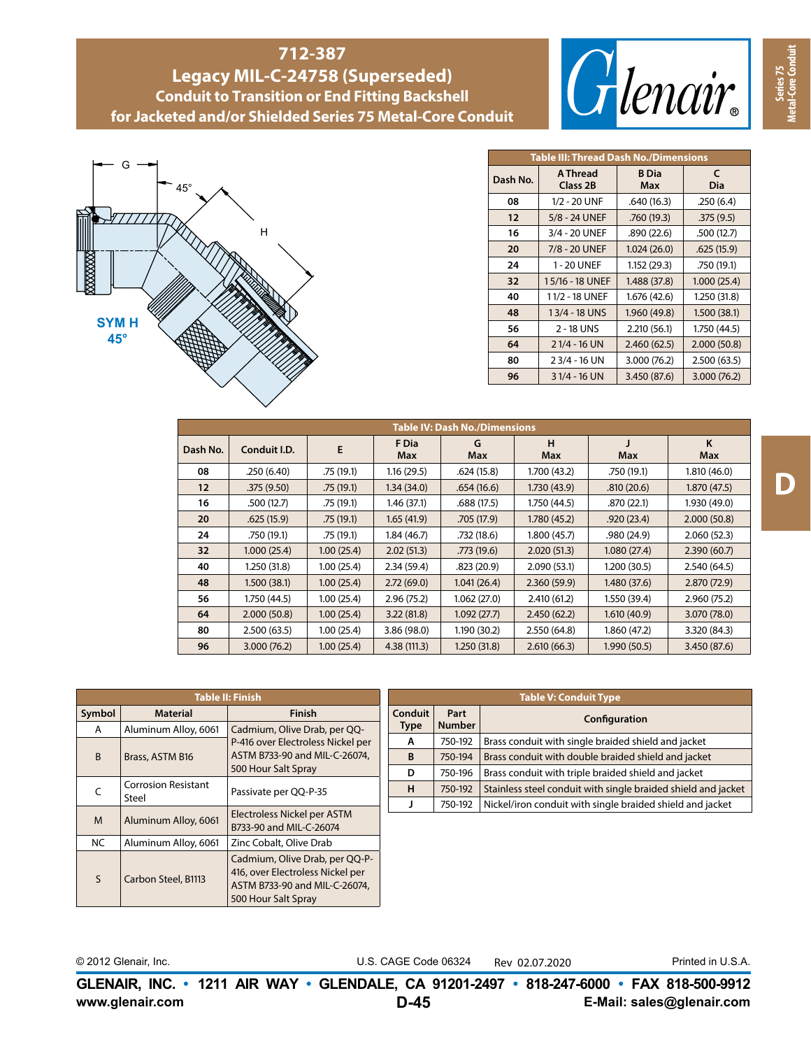# 712-387

## Legacy MIL-C-24758 (Superseded)

### Conduit to Transition or End Fitting Backshell for Jacketed and/or Shielded Series 75 Metal-Core Conduit

G

45°

H

SYM H 45°

**Table III: Thread Dash No./Dimensions**

| Dash No. | A Thread Class 2B | B Dia Max | C Dia |
|---|---|---|---|
| 08 | 1/2 - 20 UNF | .640 (16.3) | .250 (6.4) |
| 12 | 5/8 - 24 UNEF | .760 (19.3) | .375 (9.5) |
| 16 | 3/4 - 20 UNEF | .890 (22.6) | .500 (12.7) |
| 20 | 7/8 - 20 UNEF | 1.024 (26.0) | .625 (15.9) |
| 24 | 1 - 20 UNEF | 1.152 (29.3) | .750 (19.1) |
| 32 | 1 5/16 - 18 UNEF | 1.488 (37.8) | 1.000 (25.4) |
| 40 | 1 1/2 - 18 UNEF | 1.676 (42.6) | 1.250 (31.8) |
| 48 | 1 3/4 - 18 UNS | 1.960 (49.8) | 1.500 (38.1) |
| 56 | 2 - 18 UNS | 2.210 (56.1) | 1.750 (44.5) |
| 64 | 2 1/4 - 16 UN | 2.460 (62.5) | 2.000 (50.8) |
| 80 | 2 3/4 - 16 UN | 3.000 (76.2) | 2.500 (63.5) |
| 96 | 3 1/4 - 16 UN | 3.450 (87.6) | 3.000 (76.2) |

**Table IV: Dash No./Dimensions**

| Dash No. | Conduit I.D. | E | F Dia Max | G Max | H Max | J Max | K Max |
|---|---|---|---|---|---|---|---|
| 08 | .250 (6.40) | .75 (19.1) | 1.16 (29.5) | .624 (15.8) | 1.700 (43.2) | .750 (19.1) | 1.810 (46.0) |
| 12 | .375 (9.50) | .75 (19.1) | 1.34 (34.0) | .654 (16.6) | 1.730 (43.9) | .810 (20.6) | 1.870 (47.5) |
| 16 | .500 (12.7) | .75 (19.1) | 1.46 (37.1) | .688 (17.5) | 1.750 (44.5) | .870 (22.1) | 1.930 (49.0) |
| 20 | .625 (15.9) | .75 (19.1) | 1.65 (41.9) | .705 (17.9) | 1.780 (45.2) | .920 (23.4) | 2.000 (50.8) |
| 24 | .750 (19.1) | .75 (19.1) | 1.84 (46.7) | .732 (18.6) | 1.800 (45.7) | .980 (24.9) | 2.060 (52.3) |
| 32 | 1.000 (25.4) | 1.00 (25.4) | 2.02 (51.3) | .773 (19.6) | 2.020 (51.3) | 1.080 (27.4) | 2.390 (60.7) |
| 40 | 1.250 (31.8) | 1.00 (25.4) | 2.34 (59.4) | .823 (20.9) | 2.090 (53.1) | 1.200 (30.5) | 2.540 (64.5) |
| 48 | 1.500 (38.1) | 1.00 (25.4) | 2.72 (69.0) | 1.041 (26.4) | 2.360 (59.9) | 1.480 (37.6) | 2.870 (72.9) |
| 56 | 1.750 (44.5) | 1.00 (25.4) | 2.96 (75.2) | 1.062 (27.0) | 2.410 (61.2) | 1.550 (39.4) | 2.960 (75.2) |
| 64 | 2.000 (50.8) | 1.00 (25.4) | 3.22 (81.8) | 1.092 (27.7) | 2.450 (62.2) | 1.610 (40.9) | 3.070 (78.0) |
| 80 | 2.500 (63.5) | 1.00 (25.4) | 3.86 (98.0) | 1.190 (30.2) | 2.550 (64.8) | 1.860 (47.2) | 3.320 (84.3) |
| 96 | 3.000 (76.2) | 1.00 (25.4) | 4.38 (111.3) | 1.250 (31.8) | 2.610 (66.3) | 1.990 (50.5) | 3.450 (87.6) |

**Table II: Finish**

| Symbol | Material | Finish |
|---|---|---|
| A | Aluminum Alloy, 6061 | Cadmium, Olive Drab, per QQ-P-416 over Electroless Nickel per ASTM B733-90 and MIL-C-26074, 500 Hour Salt Spray |
| B | Brass, ASTM B16 | Cadmium, Olive Drab, per QQ-P-416 over Electroless Nickel per ASTM B733-90 and MIL-C-26074, 500 Hour Salt Spray |
| C | Corrosion Resistant Steel | Passivate per QQ-P-35 |
| M | Aluminum Alloy, 6061 | Electroless Nickel per ASTM B733-90 and MIL-C-26074 |
| NC | Aluminum Alloy, 6061 | Zinc Cobalt, Olive Drab |
| S | Carbon Steel, B1113 | Cadmium, Olive Drab, per QQ-P-416, over Electroless Nickel per ASTM B733-90 and MIL-C-26074, 500 Hour Salt Spray |

**Table V: Conduit Type**

| Conduit Type | Part Number | Configuration |
|---|---|---|
| A | 750-192 | Brass conduit with single braided shield and jacket |
| B | 750-194 | Brass conduit with double braided shield and jacket |
| D | 750-196 | Brass conduit with triple braided shield and jacket |
| H | 750-192 | Stainless steel conduit with single braided shield and jacket |
| J | 750-192 | Nickel/iron conduit with single braided shield and jacket |

© 2012 Glenair, Inc. U.S. CAGE Code 06324 Rev 02.07.2020 Printed in U.S.A.

**GLENAIR, INC. • 1211 AIR WAY • GLENDALE, CA 91201-2497 • 818-247-6000 • FAX 818-500-9912**

**www.glenair.com** **E-Mail: sales@glenair.com**